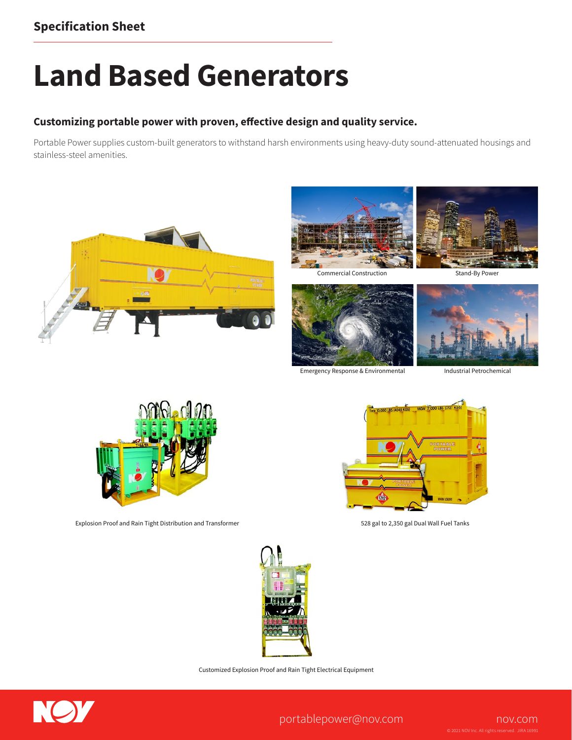Specification Sheet

# Land Based Generators

## Customizing portable power with proven, effective design and quality service.

Portable Power supplies custom-built generators to withstand harsh environments using heavy-duty sound-attenuated housings and stainless-steel amenities.

Commercial Construction

Stand-By Power

Emergency Response & Environmental

Industrial Petrochemical

Explosion Proof and Rain Tight Distribution and Transformer

528 gal to 2,350 gal Dual Wall Fuel Tanks

Customized Explosion Proof and Rain Tight Electrical Equipment

portablepower@nov.com

nov.com

© 2021 NOV Inc. All rights reserved. JIRA 16991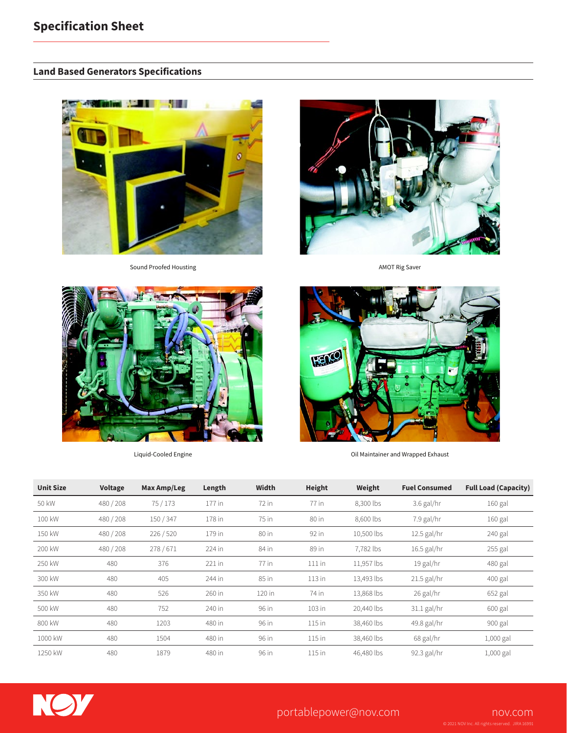# Specification Sheet

## Land Based Generators Specifications

Sound Proofed Housting

AMOT Rig Saver

Liquid-Cooled Engine

Oil Maintainer and Wrapped Exhaust

| Unit Size | Voltage | Max Amp/Leg | Length | Width | Height | Weight | Fuel Consumed | Full Load (Capacity) |
|---|---|---|---|---|---|---|---|---|
| 50 kW | 480 / 208 | 75 / 173 | 177 in | 72 in | 77 in | 8,300 lbs | 3.6 gal/hr | 160 gal |
| 100 kW | 480 / 208 | 150 / 347 | 178 in | 75 in | 80 in | 8,600 lbs | 7.9 gal/hr | 160 gal |
| 150 kW | 480 / 208 | 226 / 520 | 179 in | 80 in | 92 in | 10,500 lbs | 12.5 gal/hr | 240 gal |
| 200 kW | 480 / 208 | 278 / 671 | 224 in | 84 in | 89 in | 7,782 lbs | 16.5 gal/hr | 255 gal |
| 250 kW | 480 | 376 | 221 in | 77 in | 111 in | 11,957 lbs | 19 gal/hr | 480 gal |
| 300 kW | 480 | 405 | 244 in | 85 in | 113 in | 13,493 lbs | 21.5 gal/hr | 400 gal |
| 350 kW | 480 | 526 | 260 in | 120 in | 74 in | 13,868 lbs | 26 gal/hr | 652 gal |
| 500 kW | 480 | 752 | 240 in | 96 in | 103 in | 20,440 lbs | 31.1 gal/hr | 600 gal |
| 800 kW | 480 | 1203 | 480 in | 96 in | 115 in | 38,460 lbs | 49.8 gal/hr | 900 gal |
| 1000 kW | 480 | 1504 | 480 in | 96 in | 115 in | 38,460 lbs | 68 gal/hr | 1,000 gal |
| 1250 kW | 480 | 1879 | 480 in | 96 in | 115 in | 46,480 lbs | 92.3 gal/hr | 1,000 gal |

portablepower@nov.com

nov.com

© 2021 NOV Inc. All rights reserved. JIRA 16991